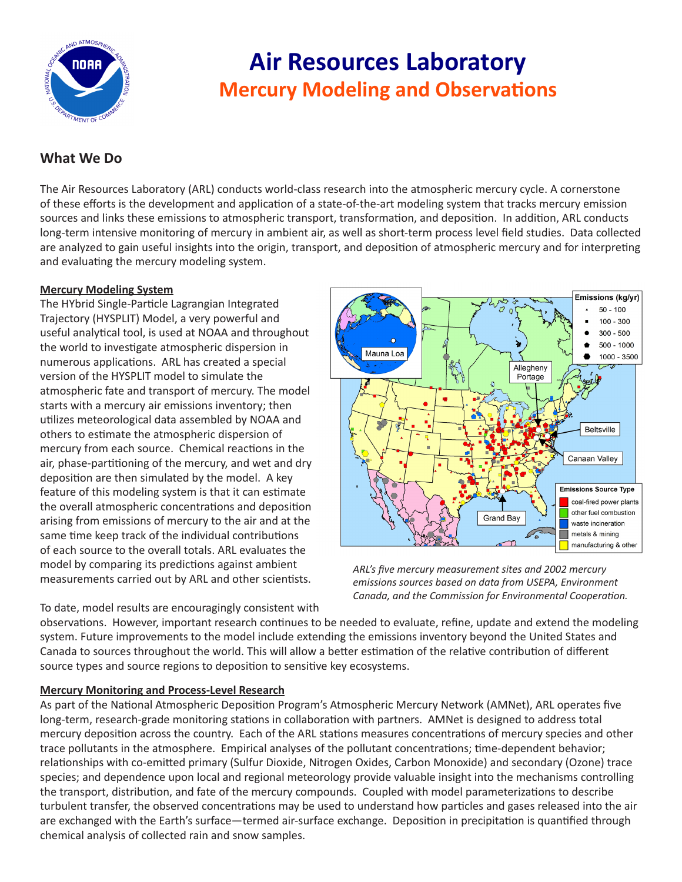# Air Resources Laboratory
## Mercury Modeling and Observations

## What We Do

The Air Resources Laboratory (ARL) conducts world-class research into the atmospheric mercury cycle. A cornerstone of these efforts is the development and application of a state-of-the-art modeling system that tracks mercury emission sources and links these emissions to atmospheric transport, transformation, and deposition. In addition, ARL conducts long-term intensive monitoring of mercury in ambient air, as well as short-term process level field studies. Data collected are analyzed to gain useful insights into the origin, transport, and deposition of atmospheric mercury and for interpreting and evaluating the mercury modeling system.

### Mercury Modeling System

The HYbrid Single-Particle Lagrangian Integrated Trajectory (HYSPLIT) Model, a very powerful and useful analytical tool, is used at NOAA and throughout the world to investigate atmospheric dispersion in numerous applications. ARL has created a special version of the HYSPLIT model to simulate the atmospheric fate and transport of mercury. The model starts with a mercury air emissions inventory; then utilizes meteorological data assembled by NOAA and others to estimate the atmospheric dispersion of mercury from each source. Chemical reactions in the air, phase-partitioning of the mercury, and wet and dry deposition are then simulated by the model. A key feature of this modeling system is that it can estimate the overall atmospheric concentrations and deposition arising from emissions of mercury to the air and at the same time keep track of the individual contributions of each source to the overall totals. ARL evaluates the model by comparing its predictions against ambient measurements carried out by ARL and other scientists.

Mauna Loa

Allegheny Portage

Beltsville

Canaan Valley

Grand Bay

Emissions (kg/yr)
50 - 100
100 - 300
300 - 500
500 - 1000
1000 - 3500

Emissions Source Type
coal-fired power plants
other fuel combustion
waste incineration
metals & mining
manufacturing & other

*ARL's five mercury measurement sites and 2002 mercury emissions sources based on data from USEPA, Environment Canada, and the Commission for Environmental Cooperation.*

To date, model results are encouragingly consistent with observations. However, important research continues to be needed to evaluate, refine, update and extend the modeling system. Future improvements to the model include extending the emissions inventory beyond the United States and Canada to sources throughout the world. This will allow a better estimation of the relative contribution of different source types and source regions to deposition to sensitive key ecosystems.

### Mercury Monitoring and Process-Level Research

As part of the National Atmospheric Deposition Program's Atmospheric Mercury Network (AMNet), ARL operates five long-term, research-grade monitoring stations in collaboration with partners. AMNet is designed to address total mercury deposition across the country. Each of the ARL stations measures concentrations of mercury species and other trace pollutants in the atmosphere. Empirical analyses of the pollutant concentrations; time-dependent behavior; relationships with co-emitted primary (Sulfur Dioxide, Nitrogen Oxides, Carbon Monoxide) and secondary (Ozone) trace species; and dependence upon local and regional meteorology provide valuable insight into the mechanisms controlling the transport, distribution, and fate of the mercury compounds. Coupled with model parameterizations to describe turbulent transfer, the observed concentrations may be used to understand how particles and gases released into the air are exchanged with the Earth's surface—termed air-surface exchange. Deposition in precipitation is quantified through chemical analysis of collected rain and snow samples.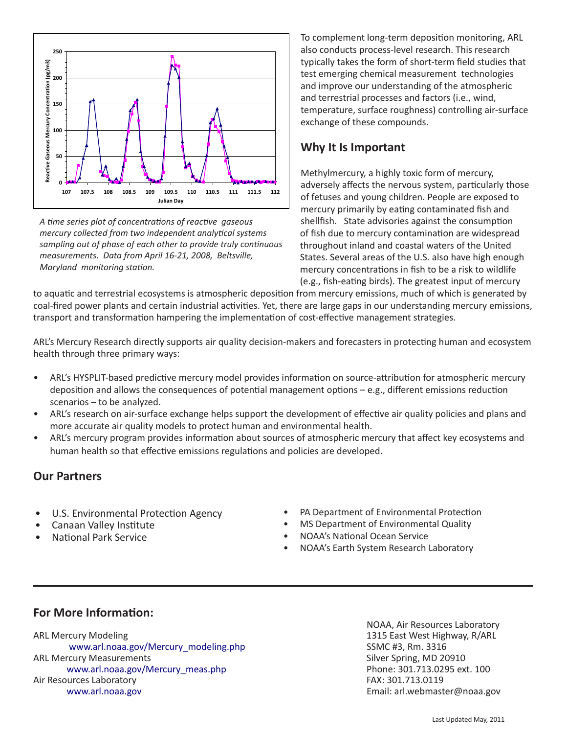250

200

150

100

50

0

107 107.5 108 108.5 109 109.5 110 110.5 111 111.5 112

Reactive Gaseous Mercury Concentration (pg/m3)

Julian Day

*A time series plot of concentrations of reactive gaseous mercury collected from two independent analytical systems sampling out of phase of each other to provide truly continuous measurements. Data from April 16-21, 2008, Beltsville, Maryland monitoring station.*

To complement long-term deposition monitoring, ARL also conducts process-level research. This research typically takes the form of short-term field studies that test emerging chemical measurement technologies and improve our understanding of the atmospheric and terrestrial processes and factors (i.e., wind, temperature, surface roughness) controlling air-surface exchange of these compounds.

## Why It Is Important

Methylmercury, a highly toxic form of mercury, adversely affects the nervous system, particularly those of fetuses and young children. People are exposed to mercury primarily by eating contaminated fish and shellfish. State advisories against the consumption of fish due to mercury contamination are widespread throughout inland and coastal waters of the United States. Several areas of the U.S. also have high enough mercury concentrations in fish to be a risk to wildlife (e.g., fish-eating birds). The greatest input of mercury to aquatic and terrestrial ecosystems is atmospheric deposition from mercury emissions, much of which is generated by coal-fired power plants and certain industrial activities. Yet, there are large gaps in our understanding mercury emissions, transport and transformation hampering the implementation of cost-effective management strategies.

ARL's Mercury Research directly supports air quality decision-makers and forecasters in protecting human and ecosystem health through three primary ways:

- ARL's HYSPLIT-based predictive mercury model provides information on source-attribution for atmospheric mercury deposition and allows the consequences of potential management options – e.g., different emissions reduction scenarios – to be analyzed.
- ARL's research on air-surface exchange helps support the development of effective air quality policies and plans and more accurate air quality models to protect human and environmental health.
- ARL's mercury program provides information about sources of atmospheric mercury that affect key ecosystems and human health so that effective emissions regulations and policies are developed.

## Our Partners

- U.S. Environmental Protection Agency
- Canaan Valley Institute
- National Park Service
- PA Department of Environmental Protection
- MS Department of Environmental Quality
- NOAA's National Ocean Service
- NOAA's Earth System Research Laboratory

---

## For More Information:

ARL Mercury Modeling
www.arl.noaa.gov/Mercury_modeling.php
ARL Mercury Measurements
www.arl.noaa.gov/Mercury_meas.php
Air Resources Laboratory
www.arl.noaa.gov

NOAA, Air Resources Laboratory
1315 East West Highway, R/ARL
SSMC #3, Rm. 3316
Silver Spring, MD 20910
Phone: 301.713.0295 ext. 100
FAX: 301.713.0119
Email: arl.webmaster@noaa.gov

Last Updated May, 2011